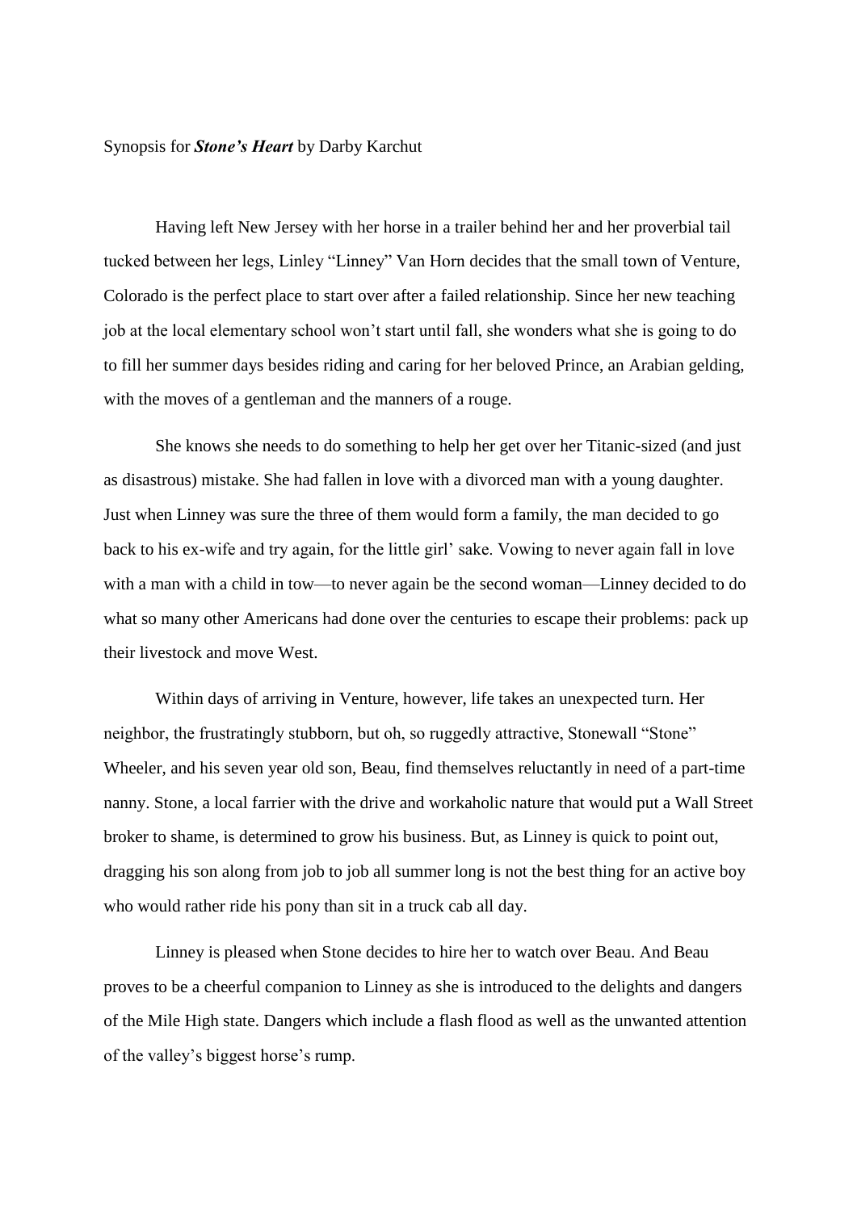Synopsis for ***Stone's Heart*** by Darby Karchut

Having left New Jersey with her horse in a trailer behind her and her proverbial tail tucked between her legs, Linley "Linney" Van Horn decides that the small town of Venture, Colorado is the perfect place to start over after a failed relationship. Since her new teaching job at the local elementary school won't start until fall, she wonders what she is going to do to fill her summer days besides riding and caring for her beloved Prince, an Arabian gelding, with the moves of a gentleman and the manners of a rouge.

She knows she needs to do something to help her get over her Titanic-sized (and just as disastrous) mistake. She had fallen in love with a divorced man with a young daughter. Just when Linney was sure the three of them would form a family, the man decided to go back to his ex-wife and try again, for the little girl' sake. Vowing to never again fall in love with a man with a child in tow—to never again be the second woman—Linney decided to do what so many other Americans had done over the centuries to escape their problems: pack up their livestock and move West.

Within days of arriving in Venture, however, life takes an unexpected turn. Her neighbor, the frustratingly stubborn, but oh, so ruggedly attractive, Stonewall "Stone" Wheeler, and his seven year old son, Beau, find themselves reluctantly in need of a part-time nanny. Stone, a local farrier with the drive and workaholic nature that would put a Wall Street broker to shame, is determined to grow his business. But, as Linney is quick to point out, dragging his son along from job to job all summer long is not the best thing for an active boy who would rather ride his pony than sit in a truck cab all day.

Linney is pleased when Stone decides to hire her to watch over Beau. And Beau proves to be a cheerful companion to Linney as she is introduced to the delights and dangers of the Mile High state. Dangers which include a flash flood as well as the unwanted attention of the valley's biggest horse's rump.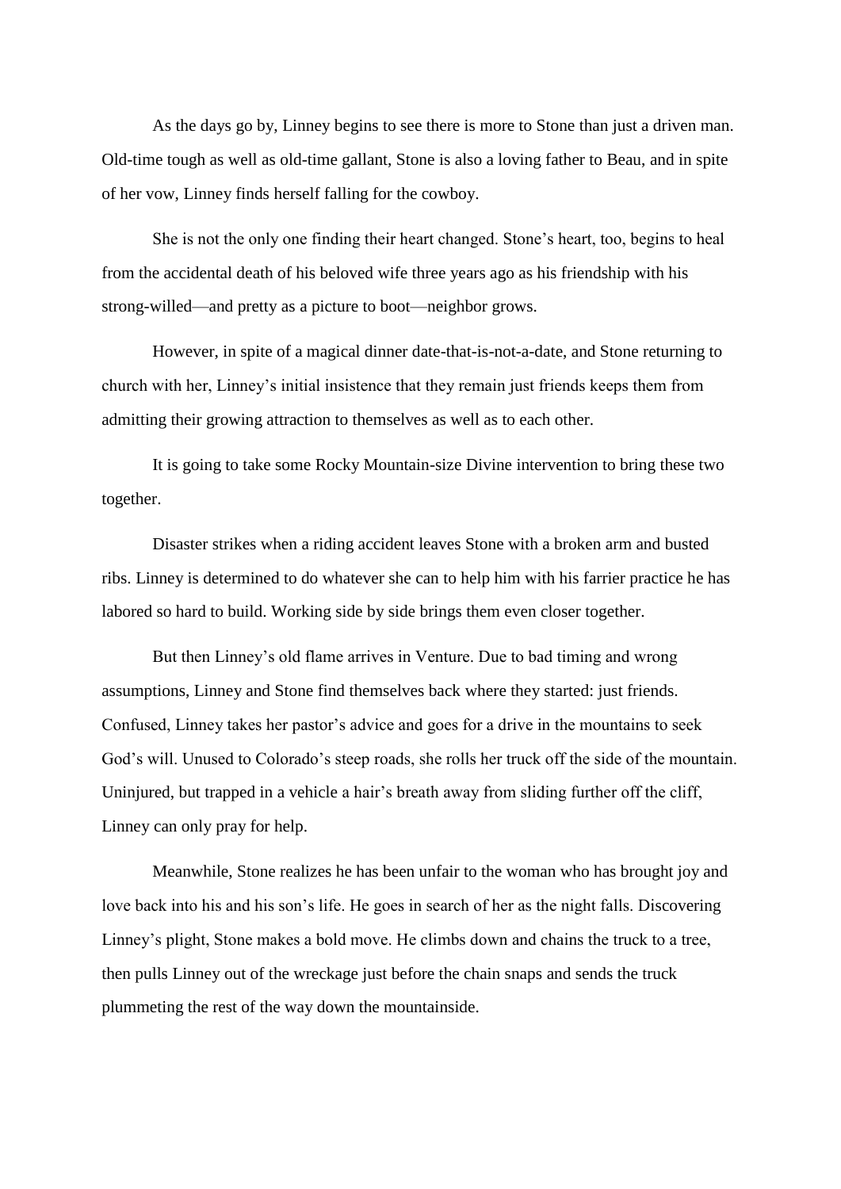As the days go by, Linney begins to see there is more to Stone than just a driven man. Old-time tough as well as old-time gallant, Stone is also a loving father to Beau, and in spite of her vow, Linney finds herself falling for the cowboy.

She is not the only one finding their heart changed. Stone's heart, too, begins to heal from the accidental death of his beloved wife three years ago as his friendship with his strong-willed—and pretty as a picture to boot—neighbor grows.

However, in spite of a magical dinner date-that-is-not-a-date, and Stone returning to church with her, Linney's initial insistence that they remain just friends keeps them from admitting their growing attraction to themselves as well as to each other.

It is going to take some Rocky Mountain-size Divine intervention to bring these two together.

Disaster strikes when a riding accident leaves Stone with a broken arm and busted ribs. Linney is determined to do whatever she can to help him with his farrier practice he has labored so hard to build. Working side by side brings them even closer together.

But then Linney's old flame arrives in Venture. Due to bad timing and wrong assumptions, Linney and Stone find themselves back where they started: just friends. Confused, Linney takes her pastor's advice and goes for a drive in the mountains to seek God's will. Unused to Colorado's steep roads, she rolls her truck off the side of the mountain. Uninjured, but trapped in a vehicle a hair's breath away from sliding further off the cliff, Linney can only pray for help.

Meanwhile, Stone realizes he has been unfair to the woman who has brought joy and love back into his and his son's life. He goes in search of her as the night falls. Discovering Linney's plight, Stone makes a bold move. He climbs down and chains the truck to a tree, then pulls Linney out of the wreckage just before the chain snaps and sends the truck plummeting the rest of the way down the mountainside.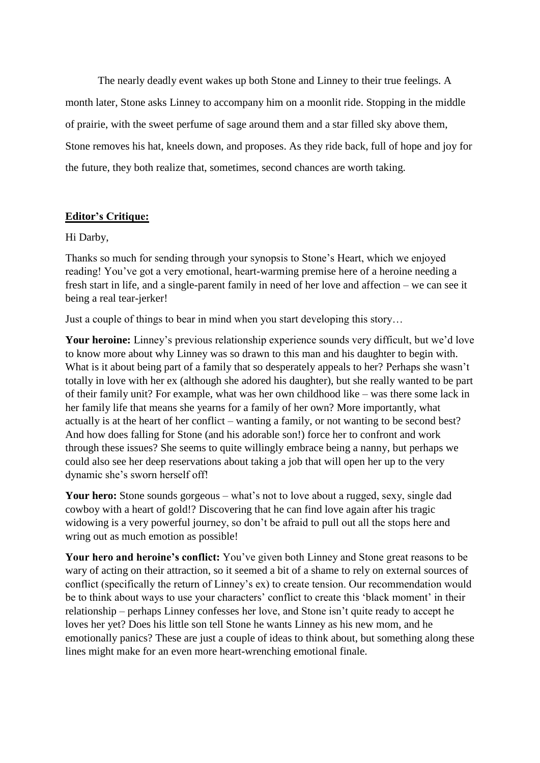The nearly deadly event wakes up both Stone and Linney to their true feelings. A month later, Stone asks Linney to accompany him on a moonlit ride. Stopping in the middle of prairie, with the sweet perfume of sage around them and a star filled sky above them, Stone removes his hat, kneels down, and proposes. As they ride back, full of hope and joy for the future, they both realize that, sometimes, second chances are worth taking.

## Editor's Critique:

Hi Darby,

Thanks so much for sending through your synopsis to Stone's Heart, which we enjoyed reading! You've got a very emotional, heart-warming premise here of a heroine needing a fresh start in life, and a single-parent family in need of her love and affection – we can see it being a real tear-jerker!

Just a couple of things to bear in mind when you start developing this story…

**Your heroine:** Linney's previous relationship experience sounds very difficult, but we'd love to know more about why Linney was so drawn to this man and his daughter to begin with. What is it about being part of a family that so desperately appeals to her? Perhaps she wasn't totally in love with her ex (although she adored his daughter), but she really wanted to be part of their family unit? For example, what was her own childhood like – was there some lack in her family life that means she yearns for a family of her own? More importantly, what actually is at the heart of her conflict – wanting a family, or not wanting to be second best? And how does falling for Stone (and his adorable son!) force her to confront and work through these issues? She seems to quite willingly embrace being a nanny, but perhaps we could also see her deep reservations about taking a job that will open her up to the very dynamic she's sworn herself off!

**Your hero:** Stone sounds gorgeous – what's not to love about a rugged, sexy, single dad cowboy with a heart of gold!? Discovering that he can find love again after his tragic widowing is a very powerful journey, so don't be afraid to pull out all the stops here and wring out as much emotion as possible!

**Your hero and heroine's conflict:** You've given both Linney and Stone great reasons to be wary of acting on their attraction, so it seemed a bit of a shame to rely on external sources of conflict (specifically the return of Linney's ex) to create tension. Our recommendation would be to think about ways to use your characters' conflict to create this 'black moment' in their relationship – perhaps Linney confesses her love, and Stone isn't quite ready to accept he loves her yet? Does his little son tell Stone he wants Linney as his new mom, and he emotionally panics? These are just a couple of ideas to think about, but something along these lines might make for an even more heart-wrenching emotional finale.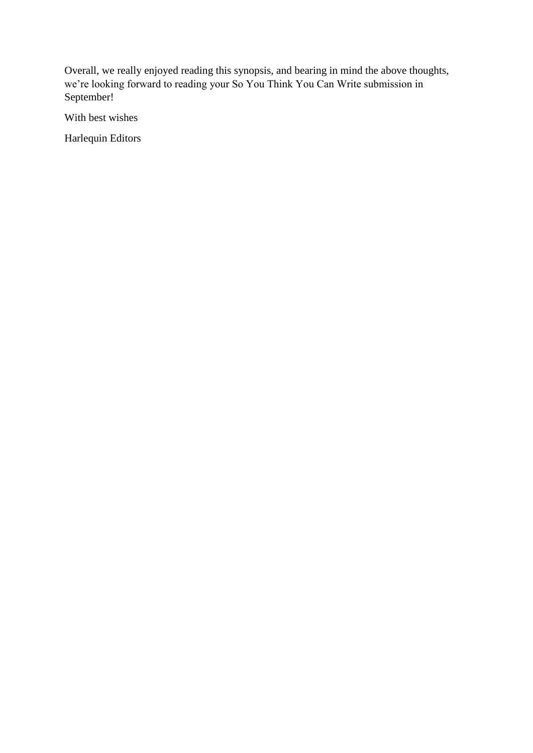Overall, we really enjoyed reading this synopsis, and bearing in mind the above thoughts, we're looking forward to reading your So You Think You Can Write submission in September!

With best wishes

Harlequin Editors